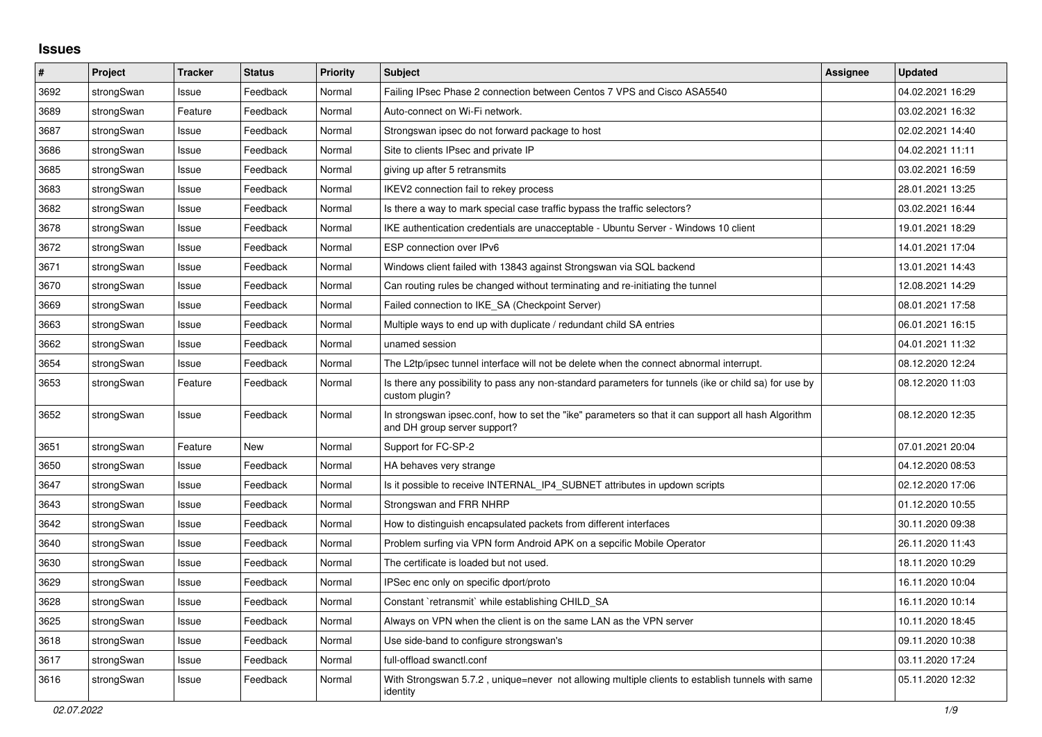## Issues

| # | Project | Tracker | Status | Priority | Subject | Assignee | Updated |
|---|---|---|---|---|---|---|---|
| 3692 | strongSwan | Issue | Feedback | Normal | Failing IPsec Phase 2 connection between Centos 7 VPS and Cisco ASA5540 | | 04.02.2021 16:29 |
| 3689 | strongSwan | Feature | Feedback | Normal | Auto-connect on Wi-Fi network. | | 03.02.2021 16:32 |
| 3687 | strongSwan | Issue | Feedback | Normal | Strongswan ipsec do not forward package to host | | 02.02.2021 14:40 |
| 3686 | strongSwan | Issue | Feedback | Normal | Site to clients IPsec and private IP | | 04.02.2021 11:11 |
| 3685 | strongSwan | Issue | Feedback | Normal | giving up after 5 retransmits | | 03.02.2021 16:59 |
| 3683 | strongSwan | Issue | Feedback | Normal | IKEV2 connection fail to rekey process | | 28.01.2021 13:25 |
| 3682 | strongSwan | Issue | Feedback | Normal | Is there a way to mark special case traffic bypass the traffic selectors? | | 03.02.2021 16:44 |
| 3678 | strongSwan | Issue | Feedback | Normal | IKE authentication credentials are unacceptable - Ubuntu Server - Windows 10 client | | 19.01.2021 18:29 |
| 3672 | strongSwan | Issue | Feedback | Normal | ESP connection over IPv6 | | 14.01.2021 17:04 |
| 3671 | strongSwan | Issue | Feedback | Normal | Windows client failed with 13843 against Strongswan via SQL backend | | 13.01.2021 14:43 |
| 3670 | strongSwan | Issue | Feedback | Normal | Can routing rules be changed without terminating and re-initiating the tunnel | | 12.08.2021 14:29 |
| 3669 | strongSwan | Issue | Feedback | Normal | Failed connection to IKE_SA (Checkpoint Server) | | 08.01.2021 17:58 |
| 3663 | strongSwan | Issue | Feedback | Normal | Multiple ways to end up with duplicate / redundant child SA entries | | 06.01.2021 16:15 |
| 3662 | strongSwan | Issue | Feedback | Normal | unamed session | | 04.01.2021 11:32 |
| 3654 | strongSwan | Issue | Feedback | Normal | The L2tp/ipsec tunnel interface will not be delete when the connect abnormal interrupt. | | 08.12.2020 12:24 |
| 3653 | strongSwan | Feature | Feedback | Normal | Is there any possibility to pass any non-standard parameters for tunnels (ike or child sa) for use by custom plugin? | | 08.12.2020 11:03 |
| 3652 | strongSwan | Issue | Feedback | Normal | In strongswan ipsec.conf, how to set the "ike" parameters so that it can support all hash Algorithm and DH group server support? | | 08.12.2020 12:35 |
| 3651 | strongSwan | Feature | New | Normal | Support for FC-SP-2 | | 07.01.2021 20:04 |
| 3650 | strongSwan | Issue | Feedback | Normal | HA behaves very strange | | 04.12.2020 08:53 |
| 3647 | strongSwan | Issue | Feedback | Normal | Is it possible to receive INTERNAL_IP4_SUBNET attributes in updown scripts | | 02.12.2020 17:06 |
| 3643 | strongSwan | Issue | Feedback | Normal | Strongswan and FRR NHRP | | 01.12.2020 10:55 |
| 3642 | strongSwan | Issue | Feedback | Normal | How to distinguish encapsulated packets from different interfaces | | 30.11.2020 09:38 |
| 3640 | strongSwan | Issue | Feedback | Normal | Problem surfing via VPN form Android APK on a sepcific Mobile Operator | | 26.11.2020 11:43 |
| 3630 | strongSwan | Issue | Feedback | Normal | The certificate is loaded but not used. | | 18.11.2020 10:29 |
| 3629 | strongSwan | Issue | Feedback | Normal | IPSec enc only on specific dport/proto | | 16.11.2020 10:04 |
| 3628 | strongSwan | Issue | Feedback | Normal | Constant `retransmit` while establishing CHILD_SA | | 16.11.2020 10:14 |
| 3625 | strongSwan | Issue | Feedback | Normal | Always on VPN when the client is on the same LAN as the VPN server | | 10.11.2020 18:45 |
| 3618 | strongSwan | Issue | Feedback | Normal | Use side-band to configure strongswan's | | 09.11.2020 10:38 |
| 3617 | strongSwan | Issue | Feedback | Normal | full-offload swanctl.conf | | 03.11.2020 17:24 |
| 3616 | strongSwan | Issue | Feedback | Normal | With Strongswan 5.7.2 , unique=never not allowing multiple clients to establish tunnels with same identity | | 05.11.2020 12:32 |

*02.07.2022*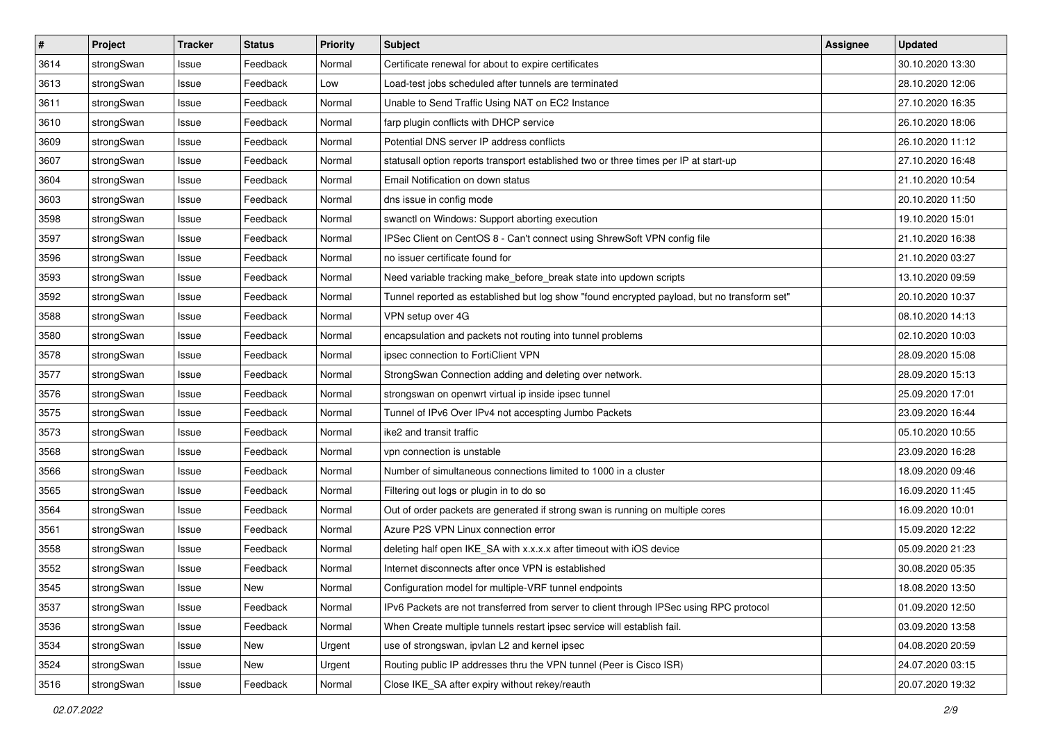| # | Project | Tracker | Status | Priority | Subject | Assignee | Updated |
|---|---|---|---|---|---|---|---|
| 3614 | strongSwan | Issue | Feedback | Normal | Certificate renewal for about to expire certificates | | 30.10.2020 13:30 |
| 3613 | strongSwan | Issue | Feedback | Low | Load-test jobs scheduled after tunnels are terminated | | 28.10.2020 12:06 |
| 3611 | strongSwan | Issue | Feedback | Normal | Unable to Send Traffic Using NAT on EC2 Instance | | 27.10.2020 16:35 |
| 3610 | strongSwan | Issue | Feedback | Normal | farp plugin conflicts with DHCP service | | 26.10.2020 18:06 |
| 3609 | strongSwan | Issue | Feedback | Normal | Potential DNS server IP address conflicts | | 26.10.2020 11:12 |
| 3607 | strongSwan | Issue | Feedback | Normal | statusall option reports transport established two or three times per IP at start-up | | 27.10.2020 16:48 |
| 3604 | strongSwan | Issue | Feedback | Normal | Email Notification on down status | | 21.10.2020 10:54 |
| 3603 | strongSwan | Issue | Feedback | Normal | dns issue in config mode | | 20.10.2020 11:50 |
| 3598 | strongSwan | Issue | Feedback | Normal | swanctl on Windows: Support aborting execution | | 19.10.2020 15:01 |
| 3597 | strongSwan | Issue | Feedback | Normal | IPSec Client on CentOS 8 - Can't connect using ShrewSoft VPN config file | | 21.10.2020 16:38 |
| 3596 | strongSwan | Issue | Feedback | Normal | no issuer certificate found for | | 21.10.2020 03:27 |
| 3593 | strongSwan | Issue | Feedback | Normal | Need variable tracking make_before_break state into updown scripts | | 13.10.2020 09:59 |
| 3592 | strongSwan | Issue | Feedback | Normal | Tunnel reported as established but log show "found encrypted payload, but no transform set" | | 20.10.2020 10:37 |
| 3588 | strongSwan | Issue | Feedback | Normal | VPN setup over 4G | | 08.10.2020 14:13 |
| 3580 | strongSwan | Issue | Feedback | Normal | encapsulation and packets not routing into tunnel problems | | 02.10.2020 10:03 |
| 3578 | strongSwan | Issue | Feedback | Normal | ipsec connection to FortiClient VPN | | 28.09.2020 15:08 |
| 3577 | strongSwan | Issue | Feedback | Normal | StrongSwan Connection adding and deleting over network. | | 28.09.2020 15:13 |
| 3576 | strongSwan | Issue | Feedback | Normal | strongswan on openwrt virtual ip inside ipsec tunnel | | 25.09.2020 17:01 |
| 3575 | strongSwan | Issue | Feedback | Normal | Tunnel of IPv6 Over IPv4 not accespting Jumbo Packets | | 23.09.2020 16:44 |
| 3573 | strongSwan | Issue | Feedback | Normal | ike2 and transit traffic | | 05.10.2020 10:55 |
| 3568 | strongSwan | Issue | Feedback | Normal | vpn connection is unstable | | 23.09.2020 16:28 |
| 3566 | strongSwan | Issue | Feedback | Normal | Number of simultaneous connections limited to 1000 in a cluster | | 18.09.2020 09:46 |
| 3565 | strongSwan | Issue | Feedback | Normal | Filtering out logs or plugin in to do so | | 16.09.2020 11:45 |
| 3564 | strongSwan | Issue | Feedback | Normal | Out of order packets are generated if strong swan is running on multiple cores | | 16.09.2020 10:01 |
| 3561 | strongSwan | Issue | Feedback | Normal | Azure P2S VPN Linux connection error | | 15.09.2020 12:22 |
| 3558 | strongSwan | Issue | Feedback | Normal | deleting half open IKE_SA with x.x.x.x after timeout with iOS device | | 05.09.2020 21:23 |
| 3552 | strongSwan | Issue | Feedback | Normal | Internet disconnects after once VPN is established | | 30.08.2020 05:35 |
| 3545 | strongSwan | Issue | New | Normal | Configuration model for multiple-VRF tunnel endpoints | | 18.08.2020 13:50 |
| 3537 | strongSwan | Issue | Feedback | Normal | IPv6 Packets are not transferred from server to client through IPSec using RPC protocol | | 01.09.2020 12:50 |
| 3536 | strongSwan | Issue | Feedback | Normal | When Create multiple tunnels restart ipsec service will establish fail. | | 03.09.2020 13:58 |
| 3534 | strongSwan | Issue | New | Urgent | use of strongswan, ipvlan L2 and kernel ipsec | | 04.08.2020 20:59 |
| 3524 | strongSwan | Issue | New | Urgent | Routing public IP addresses thru the VPN tunnel (Peer is Cisco ISR) | | 24.07.2020 03:15 |
| 3516 | strongSwan | Issue | Feedback | Normal | Close IKE_SA after expiry without rekey/reauth | | 20.07.2020 19:32 |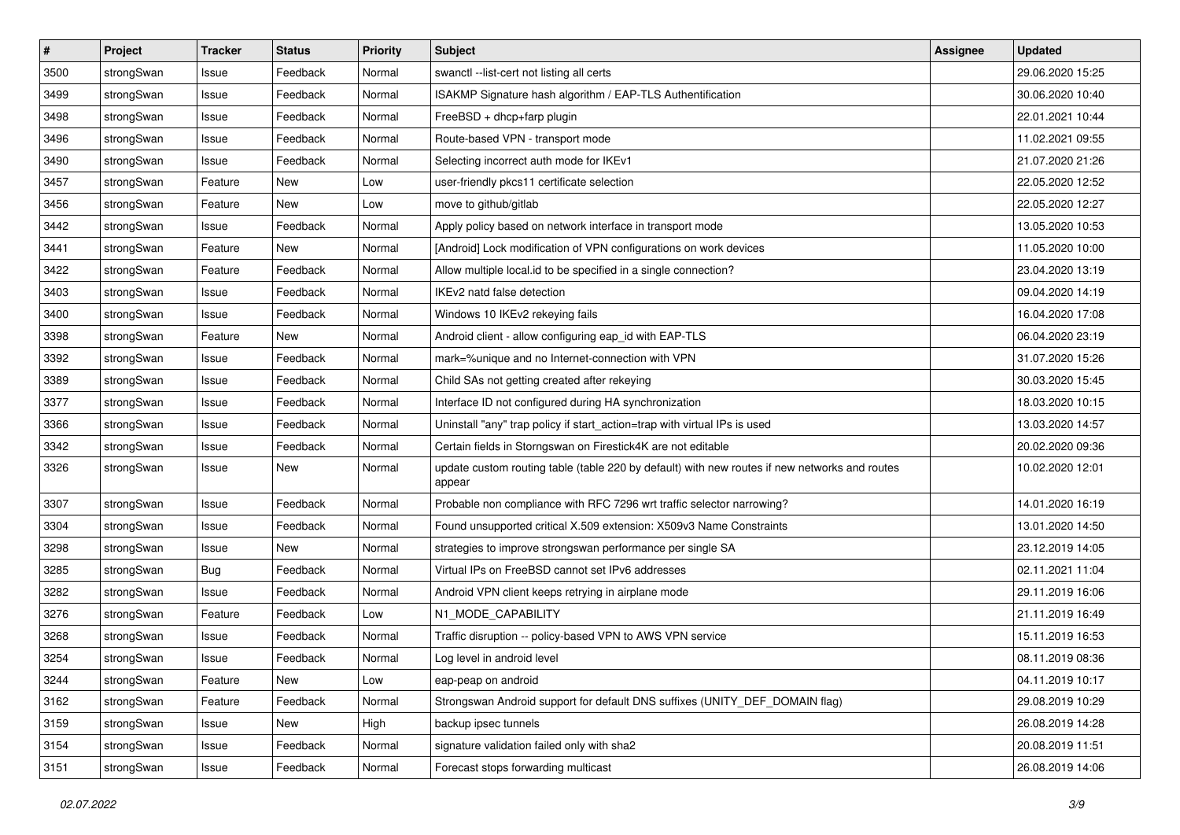| # | Project | Tracker | Status | Priority | Subject | Assignee | Updated |
|---|---|---|---|---|---|---|---|
| 3500 | strongSwan | Issue | Feedback | Normal | swanctl --list-cert not listing all certs | | 29.06.2020 15:25 |
| 3499 | strongSwan | Issue | Feedback | Normal | ISAKMP Signature hash algorithm / EAP-TLS Authentification | | 30.06.2020 10:40 |
| 3498 | strongSwan | Issue | Feedback | Normal | FreeBSD + dhcp+farp plugin | | 22.01.2021 10:44 |
| 3496 | strongSwan | Issue | Feedback | Normal | Route-based VPN - transport mode | | 11.02.2021 09:55 |
| 3490 | strongSwan | Issue | Feedback | Normal | Selecting incorrect auth mode for IKEv1 | | 21.07.2020 21:26 |
| 3457 | strongSwan | Feature | New | Low | user-friendly pkcs11 certificate selection | | 22.05.2020 12:52 |
| 3456 | strongSwan | Feature | New | Low | move to github/gitlab | | 22.05.2020 12:27 |
| 3442 | strongSwan | Issue | Feedback | Normal | Apply policy based on network interface in transport mode | | 13.05.2020 10:53 |
| 3441 | strongSwan | Feature | New | Normal | [Android] Lock modification of VPN configurations on work devices | | 11.05.2020 10:00 |
| 3422 | strongSwan | Feature | Feedback | Normal | Allow multiple local.id to be specified in a single connection? | | 23.04.2020 13:19 |
| 3403 | strongSwan | Issue | Feedback | Normal | IKEv2 natd false detection | | 09.04.2020 14:19 |
| 3400 | strongSwan | Issue | Feedback | Normal | Windows 10 IKEv2 rekeying fails | | 16.04.2020 17:08 |
| 3398 | strongSwan | Feature | New | Normal | Android client - allow configuring eap_id with EAP-TLS | | 06.04.2020 23:19 |
| 3392 | strongSwan | Issue | Feedback | Normal | mark=%unique and no Internet-connection with VPN | | 31.07.2020 15:26 |
| 3389 | strongSwan | Issue | Feedback | Normal | Child SAs not getting created after rekeying | | 30.03.2020 15:45 |
| 3377 | strongSwan | Issue | Feedback | Normal | Interface ID not configured during HA synchronization | | 18.03.2020 10:15 |
| 3366 | strongSwan | Issue | Feedback | Normal | Uninstall "any" trap policy if start_action=trap with virtual IPs is used | | 13.03.2020 14:57 |
| 3342 | strongSwan | Issue | Feedback | Normal | Certain fields in Storngswan on Firestick4K are not editable | | 20.02.2020 09:36 |
| 3326 | strongSwan | Issue | New | Normal | update custom routing table (table 220 by default) with new routes if new networks and routes appear | | 10.02.2020 12:01 |
| 3307 | strongSwan | Issue | Feedback | Normal | Probable non compliance with RFC 7296 wrt traffic selector narrowing? | | 14.01.2020 16:19 |
| 3304 | strongSwan | Issue | Feedback | Normal | Found unsupported critical X.509 extension: X509v3 Name Constraints | | 13.01.2020 14:50 |
| 3298 | strongSwan | Issue | New | Normal | strategies to improve strongswan performance per single SA | | 23.12.2019 14:05 |
| 3285 | strongSwan | Bug | Feedback | Normal | Virtual IPs on FreeBSD cannot set IPv6 addresses | | 02.11.2021 11:04 |
| 3282 | strongSwan | Issue | Feedback | Normal | Android VPN client keeps retrying in airplane mode | | 29.11.2019 16:06 |
| 3276 | strongSwan | Feature | Feedback | Low | N1_MODE_CAPABILITY | | 21.11.2019 16:49 |
| 3268 | strongSwan | Issue | Feedback | Normal | Traffic disruption -- policy-based VPN to AWS VPN service | | 15.11.2019 16:53 |
| 3254 | strongSwan | Issue | Feedback | Normal | Log level in android level | | 08.11.2019 08:36 |
| 3244 | strongSwan | Feature | New | Low | eap-peap on android | | 04.11.2019 10:17 |
| 3162 | strongSwan | Feature | Feedback | Normal | Strongswan Android support for default DNS suffixes (UNITY_DEF_DOMAIN flag) | | 29.08.2019 10:29 |
| 3159 | strongSwan | Issue | New | High | backup ipsec tunnels | | 26.08.2019 14:28 |
| 3154 | strongSwan | Issue | Feedback | Normal | signature validation failed only with sha2 | | 20.08.2019 11:51 |
| 3151 | strongSwan | Issue | Feedback | Normal | Forecast stops forwarding multicast | | 26.08.2019 14:06 |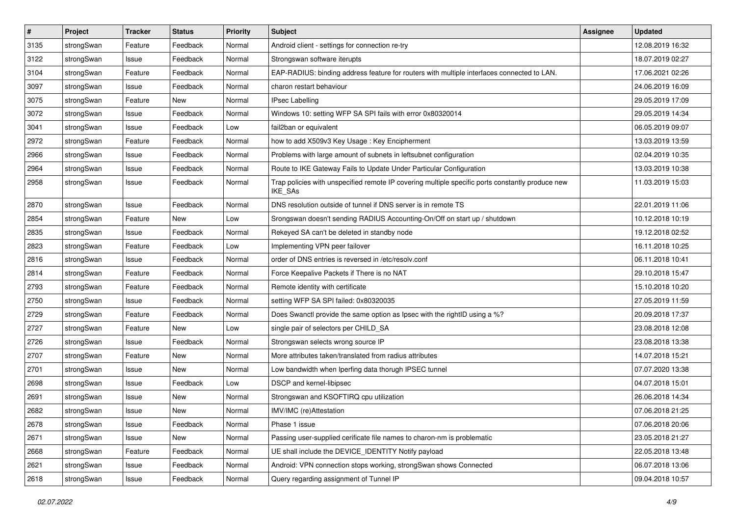| # | Project | Tracker | Status | Priority | Subject | Assignee | Updated |
|---|---|---|---|---|---|---|---|
| 3135 | strongSwan | Feature | Feedback | Normal | Android client - settings for connection re-try | | 12.08.2019 16:32 |
| 3122 | strongSwan | Issue | Feedback | Normal | Strongswan software iterupts | | 18.07.2019 02:27 |
| 3104 | strongSwan | Feature | Feedback | Normal | EAP-RADIUS: binding address feature for routers with multiple interfaces connected to LAN. | | 17.06.2021 02:26 |
| 3097 | strongSwan | Issue | Feedback | Normal | charon restart behaviour | | 24.06.2019 16:09 |
| 3075 | strongSwan | Feature | New | Normal | IPsec Labelling | | 29.05.2019 17:09 |
| 3072 | strongSwan | Issue | Feedback | Normal | Windows 10: setting WFP SA SPI fails with error 0x80320014 | | 29.05.2019 14:34 |
| 3041 | strongSwan | Issue | Feedback | Low | fail2ban or equivalent | | 06.05.2019 09:07 |
| 2972 | strongSwan | Feature | Feedback | Normal | how to add X509v3 Key Usage : Key Encipherment | | 13.03.2019 13:59 |
| 2966 | strongSwan | Issue | Feedback | Normal | Problems with large amount of subnets in leftsubnet configuration | | 02.04.2019 10:35 |
| 2964 | strongSwan | Issue | Feedback | Normal | Route to IKE Gateway Fails to Update Under Particular Configuration | | 13.03.2019 10:38 |
| 2958 | strongSwan | Issue | Feedback | Normal | Trap policies with unspecified remote IP covering multiple specific ports constantly produce new IKE_SAs | | 11.03.2019 15:03 |
| 2870 | strongSwan | Issue | Feedback | Normal | DNS resolution outside of tunnel if DNS server is in remote TS | | 22.01.2019 11:06 |
| 2854 | strongSwan | Feature | New | Low | Srongswan doesn't sending RADIUS Accounting-On/Off on start up / shutdown | | 10.12.2018 10:19 |
| 2835 | strongSwan | Issue | Feedback | Normal | Rekeyed SA can't be deleted in standby node | | 19.12.2018 02:52 |
| 2823 | strongSwan | Feature | Feedback | Low | Implementing VPN peer failover | | 16.11.2018 10:25 |
| 2816 | strongSwan | Issue | Feedback | Normal | order of DNS entries is reversed in /etc/resolv.conf | | 06.11.2018 10:41 |
| 2814 | strongSwan | Feature | Feedback | Normal | Force Keepalive Packets if There is no NAT | | 29.10.2018 15:47 |
| 2793 | strongSwan | Feature | Feedback | Normal | Remote identity with certificate | | 15.10.2018 10:20 |
| 2750 | strongSwan | Issue | Feedback | Normal | setting WFP SA SPI failed: 0x80320035 | | 27.05.2019 11:59 |
| 2729 | strongSwan | Feature | Feedback | Normal | Does Swanctl provide the same option as Ipsec with the rightID using a %? | | 20.09.2018 17:37 |
| 2727 | strongSwan | Feature | New | Low | single pair of selectors per CHILD_SA | | 23.08.2018 12:08 |
| 2726 | strongSwan | Issue | Feedback | Normal | Strongswan selects wrong source IP | | 23.08.2018 13:38 |
| 2707 | strongSwan | Feature | New | Normal | More attributes taken/translated from radius attributes | | 14.07.2018 15:21 |
| 2701 | strongSwan | Issue | New | Normal | Low bandwidth when Iperfing data thorugh IPSEC tunnel | | 07.07.2020 13:38 |
| 2698 | strongSwan | Issue | Feedback | Low | DSCP and kernel-libipsec | | 04.07.2018 15:01 |
| 2691 | strongSwan | Issue | New | Normal | Strongswan and KSOFTIRQ cpu utilization | | 26.06.2018 14:34 |
| 2682 | strongSwan | Issue | New | Normal | IMV/IMC (re)Attestation | | 07.06.2018 21:25 |
| 2678 | strongSwan | Issue | Feedback | Normal | Phase 1 issue | | 07.06.2018 20:06 |
| 2671 | strongSwan | Issue | New | Normal | Passing user-supplied cerificate file names to charon-nm is problematic | | 23.05.2018 21:27 |
| 2668 | strongSwan | Feature | Feedback | Normal | UE shall include the DEVICE_IDENTITY Notify payload | | 22.05.2018 13:48 |
| 2621 | strongSwan | Issue | Feedback | Normal | Android: VPN connection stops working, strongSwan shows Connected | | 06.07.2018 13:06 |
| 2618 | strongSwan | Issue | Feedback | Normal | Query regarding assignment of Tunnel IP | | 09.04.2018 10:57 |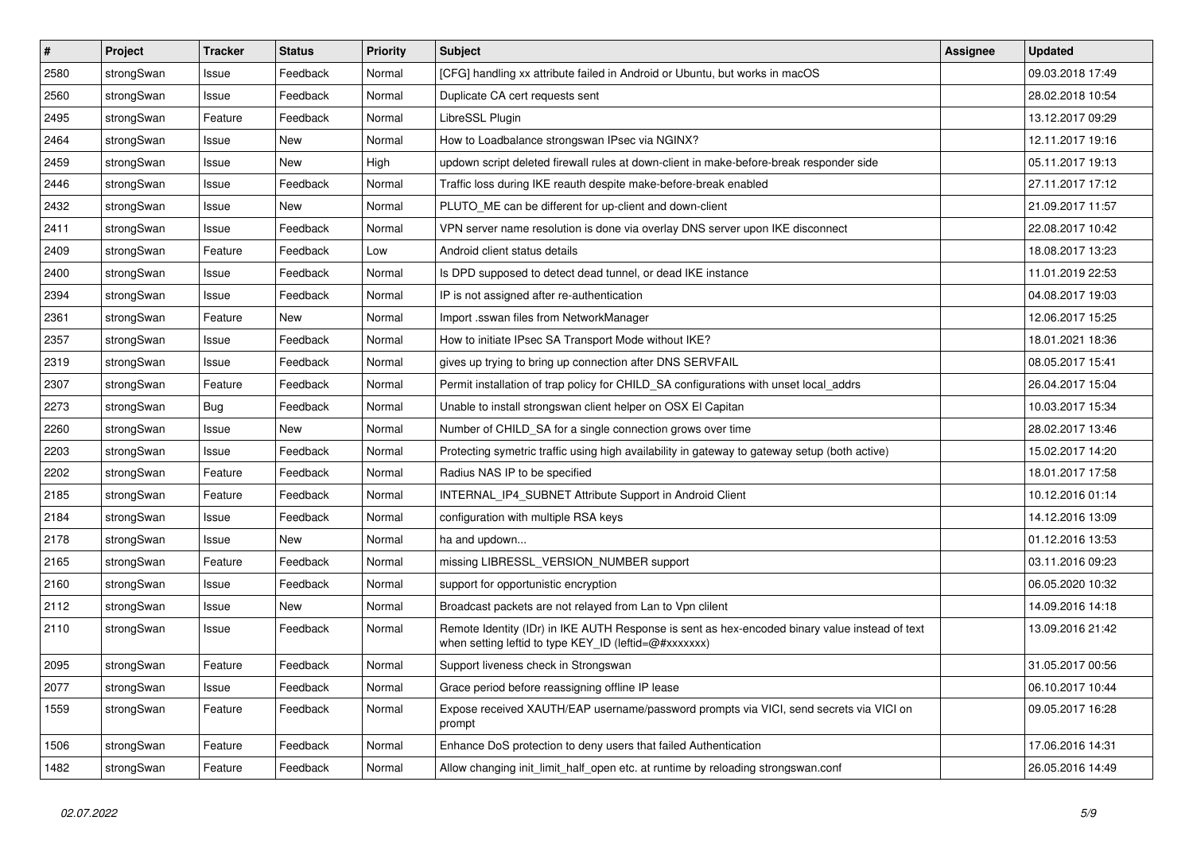| # | Project | Tracker | Status | Priority | Subject | Assignee | Updated |
|---|---|---|---|---|---|---|---|
| 2580 | strongSwan | Issue | Feedback | Normal | [CFG] handling xx attribute failed in Android or Ubuntu, but works in macOS | | 09.03.2018 17:49 |
| 2560 | strongSwan | Issue | Feedback | Normal | Duplicate CA cert requests sent | | 28.02.2018 10:54 |
| 2495 | strongSwan | Feature | Feedback | Normal | LibreSSL Plugin | | 13.12.2017 09:29 |
| 2464 | strongSwan | Issue | New | Normal | How to Loadbalance strongswan IPsec via NGINX? | | 12.11.2017 19:16 |
| 2459 | strongSwan | Issue | New | High | updown script deleted firewall rules at down-client in make-before-break responder side | | 05.11.2017 19:13 |
| 2446 | strongSwan | Issue | Feedback | Normal | Traffic loss during IKE reauth despite make-before-break enabled | | 27.11.2017 17:12 |
| 2432 | strongSwan | Issue | New | Normal | PLUTO_ME can be different for up-client and down-client | | 21.09.2017 11:57 |
| 2411 | strongSwan | Issue | Feedback | Normal | VPN server name resolution is done via overlay DNS server upon IKE disconnect | | 22.08.2017 10:42 |
| 2409 | strongSwan | Feature | Feedback | Low | Android client status details | | 18.08.2017 13:23 |
| 2400 | strongSwan | Issue | Feedback | Normal | Is DPD supposed to detect dead tunnel, or dead IKE instance | | 11.01.2019 22:53 |
| 2394 | strongSwan | Issue | Feedback | Normal | IP is not assigned after re-authentication | | 04.08.2017 19:03 |
| 2361 | strongSwan | Feature | New | Normal | Import .sswan files from NetworkManager | | 12.06.2017 15:25 |
| 2357 | strongSwan | Issue | Feedback | Normal | How to initiate IPsec SA Transport Mode without IKE? | | 18.01.2021 18:36 |
| 2319 | strongSwan | Issue | Feedback | Normal | gives up trying to bring up connection after DNS SERVFAIL | | 08.05.2017 15:41 |
| 2307 | strongSwan | Feature | Feedback | Normal | Permit installation of trap policy for CHILD_SA configurations with unset local_addrs | | 26.04.2017 15:04 |
| 2273 | strongSwan | Bug | Feedback | Normal | Unable to install strongswan client helper on OSX El Capitan | | 10.03.2017 15:34 |
| 2260 | strongSwan | Issue | New | Normal | Number of CHILD_SA for a single connection grows over time | | 28.02.2017 13:46 |
| 2203 | strongSwan | Issue | Feedback | Normal | Protecting symetric traffic using high availability in gateway to gateway setup (both active) | | 15.02.2017 14:20 |
| 2202 | strongSwan | Feature | Feedback | Normal | Radius NAS IP to be specified | | 18.01.2017 17:58 |
| 2185 | strongSwan | Feature | Feedback | Normal | INTERNAL_IP4_SUBNET Attribute Support in Android Client | | 10.12.2016 01:14 |
| 2184 | strongSwan | Issue | Feedback | Normal | configuration with multiple RSA keys | | 14.12.2016 13:09 |
| 2178 | strongSwan | Issue | New | Normal | ha and updown... | | 01.12.2016 13:53 |
| 2165 | strongSwan | Feature | Feedback | Normal | missing LIBRESSL_VERSION_NUMBER support | | 03.11.2016 09:23 |
| 2160 | strongSwan | Issue | Feedback | Normal | support for opportunistic encryption | | 06.05.2020 10:32 |
| 2112 | strongSwan | Issue | New | Normal | Broadcast packets are not relayed from Lan to Vpn clilent | | 14.09.2016 14:18 |
| 2110 | strongSwan | Issue | Feedback | Normal | Remote Identity (IDr) in IKE AUTH Response is sent as hex-encoded binary value instead of text when setting leftid to type KEY_ID (leftid=@#xxxxxxx) | | 13.09.2016 21:42 |
| 2095 | strongSwan | Feature | Feedback | Normal | Support liveness check in Strongswan | | 31.05.2017 00:56 |
| 2077 | strongSwan | Issue | Feedback | Normal | Grace period before reassigning offline IP lease | | 06.10.2017 10:44 |
| 1559 | strongSwan | Feature | Feedback | Normal | Expose received XAUTH/EAP username/password prompts via VICI, send secrets via VICI on prompt | | 09.05.2017 16:28 |
| 1506 | strongSwan | Feature | Feedback | Normal | Enhance DoS protection to deny users that failed Authentication | | 17.06.2016 14:31 |
| 1482 | strongSwan | Feature | Feedback | Normal | Allow changing init_limit_half_open etc. at runtime by reloading strongswan.conf | | 26.05.2016 14:49 |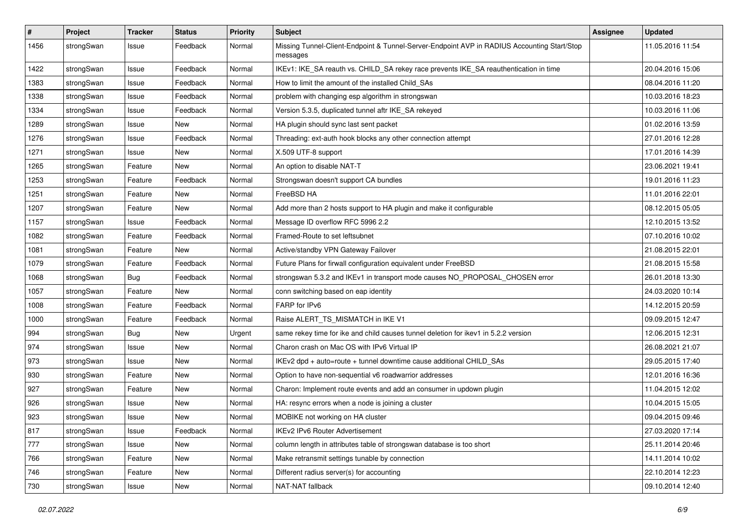| # | Project | Tracker | Status | Priority | Subject | Assignee | Updated |
|---|---|---|---|---|---|---|---|
| 1456 | strongSwan | Issue | Feedback | Normal | Missing Tunnel-Client-Endpoint & Tunnel-Server-Endpoint AVP in RADIUS Accounting Start/Stop messages | | 11.05.2016 11:54 |
| 1422 | strongSwan | Issue | Feedback | Normal | IKEv1: IKE_SA reauth vs. CHILD_SA rekey race prevents IKE_SA reauthentication in time | | 20.04.2016 15:06 |
| 1383 | strongSwan | Issue | Feedback | Normal | How to limit the amount of the installed Child_SAs | | 08.04.2016 11:20 |
| 1338 | strongSwan | Issue | Feedback | Normal | problem with changing esp algorithm in strongswan | | 10.03.2016 18:23 |
| 1334 | strongSwan | Issue | Feedback | Normal | Version 5.3.5, duplicated tunnel aftr IKE_SA rekeyed | | 10.03.2016 11:06 |
| 1289 | strongSwan | Issue | New | Normal | HA plugin should sync last sent packet | | 01.02.2016 13:59 |
| 1276 | strongSwan | Issue | Feedback | Normal | Threading: ext-auth hook blocks any other connection attempt | | 27.01.2016 12:28 |
| 1271 | strongSwan | Issue | New | Normal | X.509 UTF-8 support | | 17.01.2016 14:39 |
| 1265 | strongSwan | Feature | New | Normal | An option to disable NAT-T | | 23.06.2021 19:41 |
| 1253 | strongSwan | Feature | Feedback | Normal | Strongswan doesn't support CA bundles | | 19.01.2016 11:23 |
| 1251 | strongSwan | Feature | New | Normal | FreeBSD HA | | 11.01.2016 22:01 |
| 1207 | strongSwan | Feature | New | Normal | Add more than 2 hosts support to HA plugin and make it configurable | | 08.12.2015 05:05 |
| 1157 | strongSwan | Issue | Feedback | Normal | Message ID overflow RFC 5996 2.2 | | 12.10.2015 13:52 |
| 1082 | strongSwan | Feature | Feedback | Normal | Framed-Route to set leftsubnet | | 07.10.2016 10:02 |
| 1081 | strongSwan | Feature | New | Normal | Active/standby VPN Gateway Failover | | 21.08.2015 22:01 |
| 1079 | strongSwan | Feature | Feedback | Normal | Future Plans for firwall configuration equivalent under FreeBSD | | 21.08.2015 15:58 |
| 1068 | strongSwan | Bug | Feedback | Normal | strongswan 5.3.2 and IKEv1 in transport mode causes NO_PROPOSAL_CHOSEN error | | 26.01.2018 13:30 |
| 1057 | strongSwan | Feature | New | Normal | conn switching based on eap identity | | 24.03.2020 10:14 |
| 1008 | strongSwan | Feature | Feedback | Normal | FARP for IPv6 | | 14.12.2015 20:59 |
| 1000 | strongSwan | Feature | Feedback | Normal | Raise ALERT_TS_MISMATCH in IKE V1 | | 09.09.2015 12:47 |
| 994 | strongSwan | Bug | New | Urgent | same rekey time for ike and child causes tunnel deletion for ikev1 in 5.2.2 version | | 12.06.2015 12:31 |
| 974 | strongSwan | Issue | New | Normal | Charon crash on Mac OS with IPv6 Virtual IP | | 26.08.2021 21:07 |
| 973 | strongSwan | Issue | New | Normal | IKEv2 dpd + auto=route + tunnel downtime cause additional CHILD_SAs | | 29.05.2015 17:40 |
| 930 | strongSwan | Feature | New | Normal | Option to have non-sequential v6 roadwarrior addresses | | 12.01.2016 16:36 |
| 927 | strongSwan | Feature | New | Normal | Charon: Implement route events and add an consumer in updown plugin | | 11.04.2015 12:02 |
| 926 | strongSwan | Issue | New | Normal | HA: resync errors when a node is joining a cluster | | 10.04.2015 15:05 |
| 923 | strongSwan | Issue | New | Normal | MOBIKE not working on HA cluster | | 09.04.2015 09:46 |
| 817 | strongSwan | Issue | Feedback | Normal | IKEv2 IPv6 Router Advertisement | | 27.03.2020 17:14 |
| 777 | strongSwan | Issue | New | Normal | column length in attributes table of strongswan database is too short | | 25.11.2014 20:46 |
| 766 | strongSwan | Feature | New | Normal | Make retransmit settings tunable by connection | | 14.11.2014 10:02 |
| 746 | strongSwan | Feature | New | Normal | Different radius server(s) for accounting | | 22.10.2014 12:23 |
| 730 | strongSwan | Issue | New | Normal | NAT-NAT fallback | | 09.10.2014 12:40 |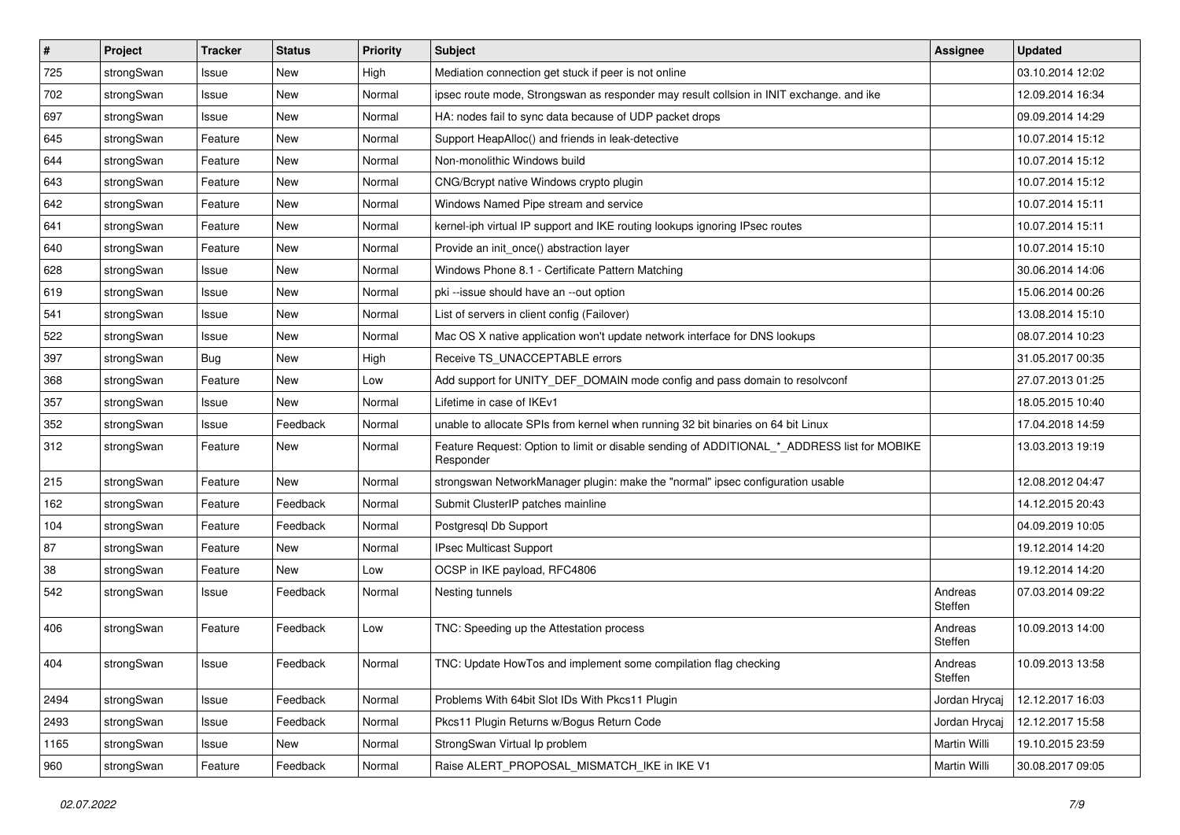| # | Project | Tracker | Status | Priority | Subject | Assignee | Updated |
|---|---|---|---|---|---|---|---|
| 725 | strongSwan | Issue | New | High | Mediation connection get stuck if peer is not online | | 03.10.2014 12:02 |
| 702 | strongSwan | Issue | New | Normal | ipsec route mode, Strongswan as responder may result collsion in INIT exchange. and ike | | 12.09.2014 16:34 |
| 697 | strongSwan | Issue | New | Normal | HA: nodes fail to sync data because of UDP packet drops | | 09.09.2014 14:29 |
| 645 | strongSwan | Feature | New | Normal | Support HeapAlloc() and friends in leak-detective | | 10.07.2014 15:12 |
| 644 | strongSwan | Feature | New | Normal | Non-monolithic Windows build | | 10.07.2014 15:12 |
| 643 | strongSwan | Feature | New | Normal | CNG/Bcrypt native Windows crypto plugin | | 10.07.2014 15:12 |
| 642 | strongSwan | Feature | New | Normal | Windows Named Pipe stream and service | | 10.07.2014 15:11 |
| 641 | strongSwan | Feature | New | Normal | kernel-iph virtual IP support and IKE routing lookups ignoring IPsec routes | | 10.07.2014 15:11 |
| 640 | strongSwan | Feature | New | Normal | Provide an init_once() abstraction layer | | 10.07.2014 15:10 |
| 628 | strongSwan | Issue | New | Normal | Windows Phone 8.1 - Certificate Pattern Matching | | 30.06.2014 14:06 |
| 619 | strongSwan | Issue | New | Normal | pki --issue should have an --out option | | 15.06.2014 00:26 |
| 541 | strongSwan | Issue | New | Normal | List of servers in client config (Failover) | | 13.08.2014 15:10 |
| 522 | strongSwan | Issue | New | Normal | Mac OS X native application won't update network interface for DNS lookups | | 08.07.2014 10:23 |
| 397 | strongSwan | Bug | New | High | Receive TS_UNACCEPTABLE errors | | 31.05.2017 00:35 |
| 368 | strongSwan | Feature | New | Low | Add support for UNITY_DEF_DOMAIN mode config and pass domain to resolvconf | | 27.07.2013 01:25 |
| 357 | strongSwan | Issue | New | Normal | Lifetime in case of IKEv1 | | 18.05.2015 10:40 |
| 352 | strongSwan | Issue | Feedback | Normal | unable to allocate SPIs from kernel when running 32 bit binaries on 64 bit Linux | | 17.04.2018 14:59 |
| 312 | strongSwan | Feature | New | Normal | Feature Request: Option to limit or disable sending of ADDITIONAL_*_ADDRESS list for MOBIKE Responder | | 13.03.2013 19:19 |
| 215 | strongSwan | Feature | New | Normal | strongswan NetworkManager plugin: make the "normal" ipsec configuration usable | | 12.08.2012 04:47 |
| 162 | strongSwan | Feature | Feedback | Normal | Submit ClusterIP patches mainline | | 14.12.2015 20:43 |
| 104 | strongSwan | Feature | Feedback | Normal | Postgresql Db Support | | 04.09.2019 10:05 |
| 87 | strongSwan | Feature | New | Normal | IPsec Multicast Support | | 19.12.2014 14:20 |
| 38 | strongSwan | Feature | New | Low | OCSP in IKE payload, RFC4806 | | 19.12.2014 14:20 |
| 542 | strongSwan | Issue | Feedback | Normal | Nesting tunnels | Andreas Steffen | 07.03.2014 09:22 |
| 406 | strongSwan | Feature | Feedback | Low | TNC: Speeding up the Attestation process | Andreas Steffen | 10.09.2013 14:00 |
| 404 | strongSwan | Issue | Feedback | Normal | TNC: Update HowTos and implement some compilation flag checking | Andreas Steffen | 10.09.2013 13:58 |
| 2494 | strongSwan | Issue | Feedback | Normal | Problems With 64bit Slot IDs With Pkcs11 Plugin | Jordan Hrycaj | 12.12.2017 16:03 |
| 2493 | strongSwan | Issue | Feedback | Normal | Pkcs11 Plugin Returns w/Bogus Return Code | Jordan Hrycaj | 12.12.2017 15:58 |
| 1165 | strongSwan | Issue | New | Normal | StrongSwan Virtual Ip problem | Martin Willi | 19.10.2015 23:59 |
| 960 | strongSwan | Feature | Feedback | Normal | Raise ALERT_PROPOSAL_MISMATCH_IKE in IKE V1 | Martin Willi | 30.08.2017 09:05 |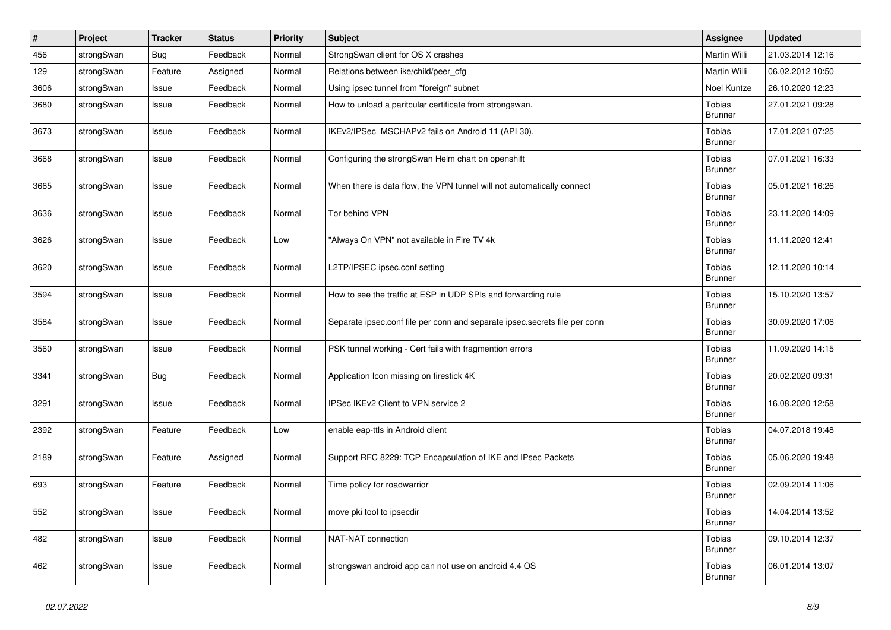| # | Project | Tracker | Status | Priority | Subject | Assignee | Updated |
|---|---|---|---|---|---|---|---|
| 456 | strongSwan | Bug | Feedback | Normal | StrongSwan client for OS X crashes | Martin Willi | 21.03.2014 12:16 |
| 129 | strongSwan | Feature | Assigned | Normal | Relations between ike/child/peer_cfg | Martin Willi | 06.02.2012 10:50 |
| 3606 | strongSwan | Issue | Feedback | Normal | Using ipsec tunnel from "foreign" subnet | Noel Kuntze | 26.10.2020 12:23 |
| 3680 | strongSwan | Issue | Feedback | Normal | How to unload a paritcular certificate from strongswan. | Tobias Brunner | 27.01.2021 09:28 |
| 3673 | strongSwan | Issue | Feedback | Normal | IKEv2/IPSec  MSCHAPv2 fails on Android 11 (API 30). | Tobias Brunner | 17.01.2021 07:25 |
| 3668 | strongSwan | Issue | Feedback | Normal | Configuring the strongSwan Helm chart on openshift | Tobias Brunner | 07.01.2021 16:33 |
| 3665 | strongSwan | Issue | Feedback | Normal | When there is data flow, the VPN tunnel will not automatically connect | Tobias Brunner | 05.01.2021 16:26 |
| 3636 | strongSwan | Issue | Feedback | Normal | Tor behind VPN | Tobias Brunner | 23.11.2020 14:09 |
| 3626 | strongSwan | Issue | Feedback | Low | "Always On VPN" not available in Fire TV 4k | Tobias Brunner | 11.11.2020 12:41 |
| 3620 | strongSwan | Issue | Feedback | Normal | L2TP/IPSEC ipsec.conf setting | Tobias Brunner | 12.11.2020 10:14 |
| 3594 | strongSwan | Issue | Feedback | Normal | How to see the traffic at ESP in UDP SPIs and forwarding rule | Tobias Brunner | 15.10.2020 13:57 |
| 3584 | strongSwan | Issue | Feedback | Normal | Separate ipsec.conf file per conn and separate ipsec.secrets file per conn | Tobias Brunner | 30.09.2020 17:06 |
| 3560 | strongSwan | Issue | Feedback | Normal | PSK tunnel working - Cert fails with fragmention errors | Tobias Brunner | 11.09.2020 14:15 |
| 3341 | strongSwan | Bug | Feedback | Normal | Application Icon missing on firestick 4K | Tobias Brunner | 20.02.2020 09:31 |
| 3291 | strongSwan | Issue | Feedback | Normal | IPSec IKEv2 Client to VPN service 2 | Tobias Brunner | 16.08.2020 12:58 |
| 2392 | strongSwan | Feature | Feedback | Low | enable eap-ttls in Android client | Tobias Brunner | 04.07.2018 19:48 |
| 2189 | strongSwan | Feature | Assigned | Normal | Support RFC 8229: TCP Encapsulation of IKE and IPsec Packets | Tobias Brunner | 05.06.2020 19:48 |
| 693 | strongSwan | Feature | Feedback | Normal | Time policy for roadwarrior | Tobias Brunner | 02.09.2014 11:06 |
| 552 | strongSwan | Issue | Feedback | Normal | move pki tool to ipsecdir | Tobias Brunner | 14.04.2014 13:52 |
| 482 | strongSwan | Issue | Feedback | Normal | NAT-NAT connection | Tobias Brunner | 09.10.2014 12:37 |
| 462 | strongSwan | Issue | Feedback | Normal | strongswan android app can not use on android 4.4 OS | Tobias Brunner | 06.01.2014 13:07 |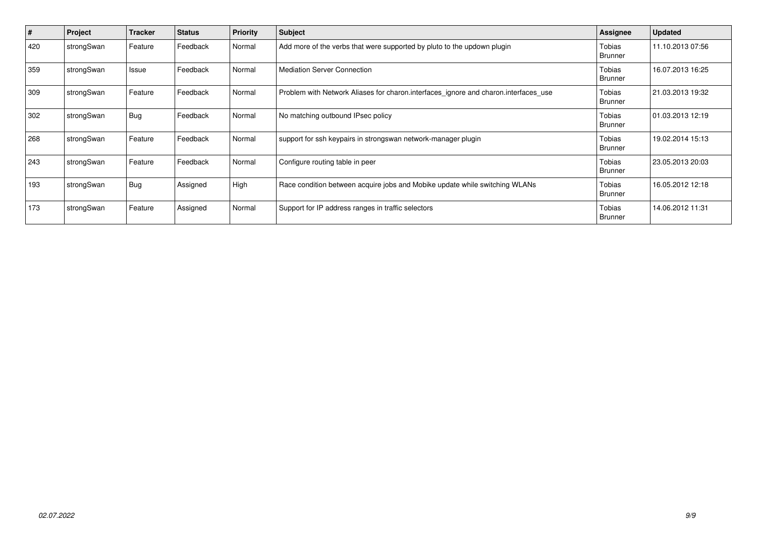| # | Project | Tracker | Status | Priority | Subject | Assignee | Updated |
|---|---|---|---|---|---|---|---|
| 420 | strongSwan | Feature | Feedback | Normal | Add more of the verbs that were supported by pluto to the updown plugin | Tobias Brunner | 11.10.2013 07:56 |
| 359 | strongSwan | Issue | Feedback | Normal | Mediation Server Connection | Tobias Brunner | 16.07.2013 16:25 |
| 309 | strongSwan | Feature | Feedback | Normal | Problem with Network Aliases for charon.interfaces_ignore and charon.interfaces_use | Tobias Brunner | 21.03.2013 19:32 |
| 302 | strongSwan | Bug | Feedback | Normal | No matching outbound IPsec policy | Tobias Brunner | 01.03.2013 12:19 |
| 268 | strongSwan | Feature | Feedback | Normal | support for ssh keypairs in strongswan network-manager plugin | Tobias Brunner | 19.02.2014 15:13 |
| 243 | strongSwan | Feature | Feedback | Normal | Configure routing table in peer | Tobias Brunner | 23.05.2013 20:03 |
| 193 | strongSwan | Bug | Assigned | High | Race condition between acquire jobs and Mobike update while switching WLANs | Tobias Brunner | 16.05.2012 12:18 |
| 173 | strongSwan | Feature | Assigned | Normal | Support for IP address ranges in traffic selectors | Tobias Brunner | 14.06.2012 11:31 |